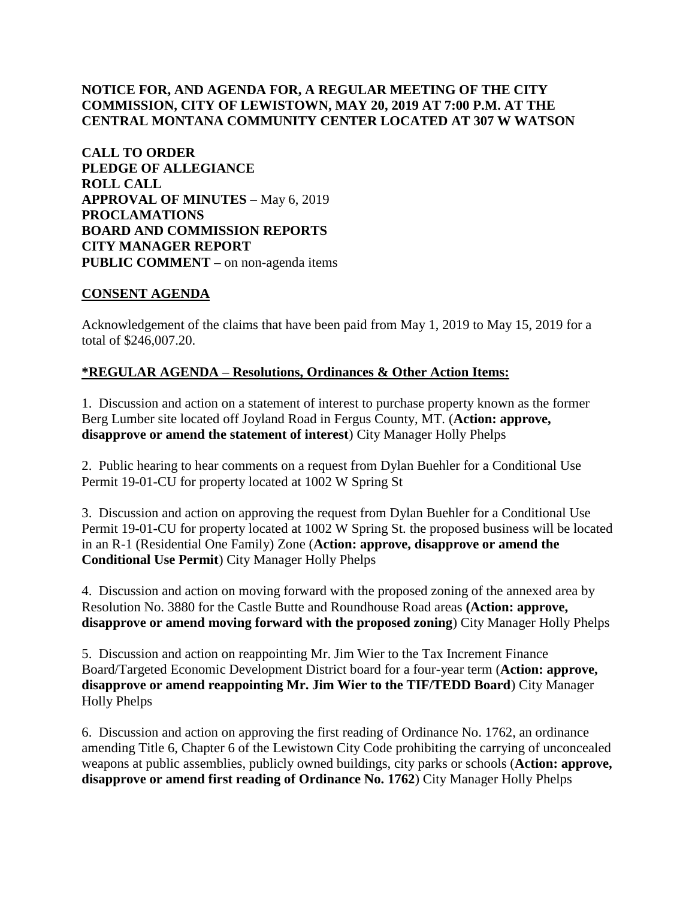**NOTICE FOR, AND AGENDA FOR, A REGULAR MEETING OF THE CITY COMMISSION, CITY OF LEWISTOWN, MAY 20, 2019 AT 7:00 P.M. AT THE CENTRAL MONTANA COMMUNITY CENTER LOCATED AT 307 W WATSON**

**CALL TO ORDER**
**PLEDGE OF ALLEGIANCE**
**ROLL CALL**
**APPROVAL OF MINUTES** – May 6, 2019
**PROCLAMATIONS**
**BOARD AND COMMISSION REPORTS**
**CITY MANAGER REPORT**
**PUBLIC COMMENT –** on non-agenda items

## CONSENT AGENDA

Acknowledgement of the claims that have been paid from May 1, 2019 to May 15, 2019 for a total of $246,007.20.

## *REGULAR AGENDA – Resolutions, Ordinances & Other Action Items:

1. Discussion and action on a statement of interest to purchase property known as the former Berg Lumber site located off Joyland Road in Fergus County, MT. (**Action: approve, disapprove or amend the statement of interest**) City Manager Holly Phelps

2. Public hearing to hear comments on a request from Dylan Buehler for a Conditional Use Permit 19-01-CU for property located at 1002 W Spring St

3. Discussion and action on approving the request from Dylan Buehler for a Conditional Use Permit 19-01-CU for property located at 1002 W Spring St. the proposed business will be located in an R-1 (Residential One Family) Zone (**Action: approve, disapprove or amend the Conditional Use Permit**) City Manager Holly Phelps

4. Discussion and action on moving forward with the proposed zoning of the annexed area by Resolution No. 3880 for the Castle Butte and Roundhouse Road areas **(Action: approve, disapprove or amend moving forward with the proposed zoning**) City Manager Holly Phelps

5. Discussion and action on reappointing Mr. Jim Wier to the Tax Increment Finance Board/Targeted Economic Development District board for a four-year term (**Action: approve, disapprove or amend reappointing Mr. Jim Wier to the TIF/TEDD Board**) City Manager Holly Phelps

6. Discussion and action on approving the first reading of Ordinance No. 1762, an ordinance amending Title 6, Chapter 6 of the Lewistown City Code prohibiting the carrying of unconcealed weapons at public assemblies, publicly owned buildings, city parks or schools (**Action: approve, disapprove or amend first reading of Ordinance No. 1762**) City Manager Holly Phelps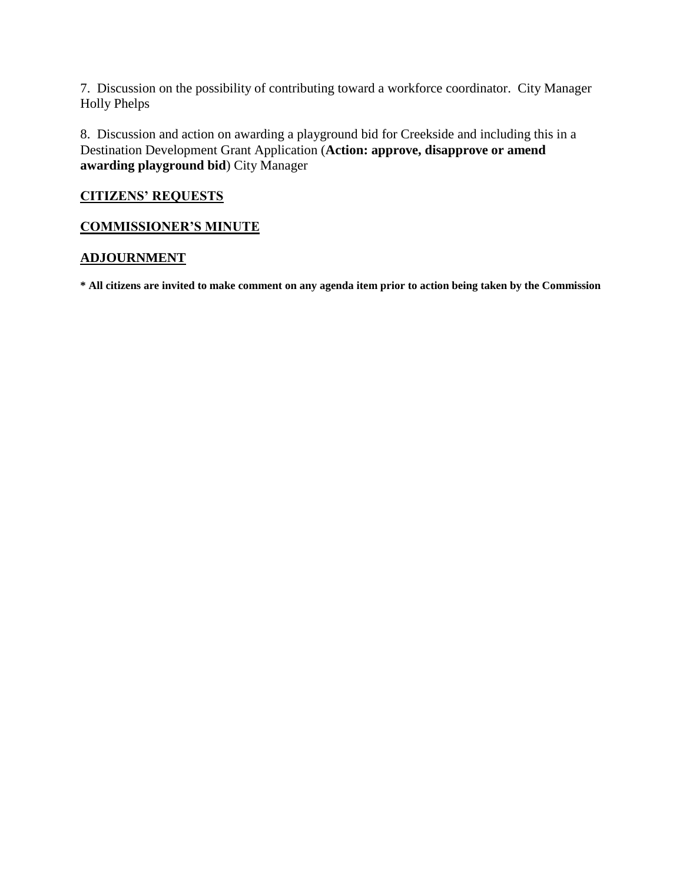7. Discussion on the possibility of contributing toward a workforce coordinator. City Manager Holly Phelps

8. Discussion and action on awarding a playground bid for Creekside and including this in a Destination Development Grant Application (**Action: approve, disapprove or amend awarding playground bid**) City Manager

## CITIZENS' REQUESTS

## COMMISSIONER'S MINUTE

## ADJOURNMENT

**\* All citizens are invited to make comment on any agenda item prior to action being taken by the Commission**